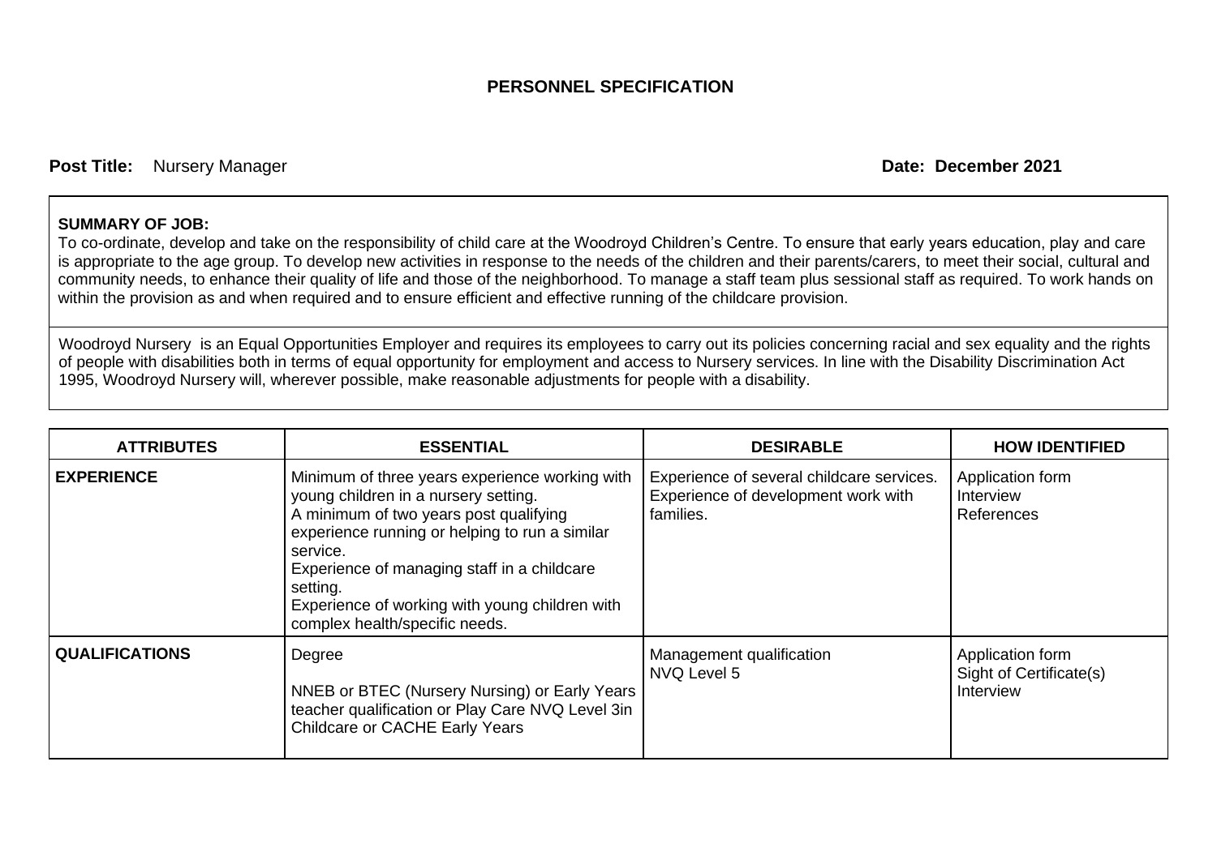# PERSONNEL SPECIFICATION

**Post Title:** Nursery Manager **Date: December 2021**

**SUMMARY OF JOB:**
To co-ordinate, develop and take on the responsibility of child care at the Woodroyd Children's Centre. To ensure that early years education, play and care is appropriate to the age group. To develop new activities in response to the needs of the children and their parents/carers, to meet their social, cultural and community needs, to enhance their quality of life and those of the neighborhood. To manage a staff team plus sessional staff as required. To work hands on within the provision as and when required and to ensure efficient and effective running of the childcare provision.

Woodroyd Nursery is an Equal Opportunities Employer and requires its employees to carry out its policies concerning racial and sex equality and the rights of people with disabilities both in terms of equal opportunity for employment and access to Nursery services. In line with the Disability Discrimination Act 1995, Woodroyd Nursery will, wherever possible, make reasonable adjustments for people with a disability.

| ATTRIBUTES | ESSENTIAL | DESIRABLE | HOW IDENTIFIED |
|---|---|---|---|
| **EXPERIENCE** | Minimum of three years experience working with young children in a nursery setting.<br>A minimum of two years post qualifying experience running or helping to run a similar service.<br>Experience of managing staff in a childcare setting.<br>Experience of working with young children with complex health/specific needs. | Experience of several childcare services.<br>Experience of development work with families. | Application form<br>Interview<br>References |
| **QUALIFICATIONS** | Degree<br><br>NNEB or BTEC (Nursery Nursing) or Early Years teacher qualification or Play Care NVQ Level 3in Childcare or CACHE Early Years | Management qualification<br>NVQ Level 5 | Application form<br>Sight of Certificate(s)<br>Interview |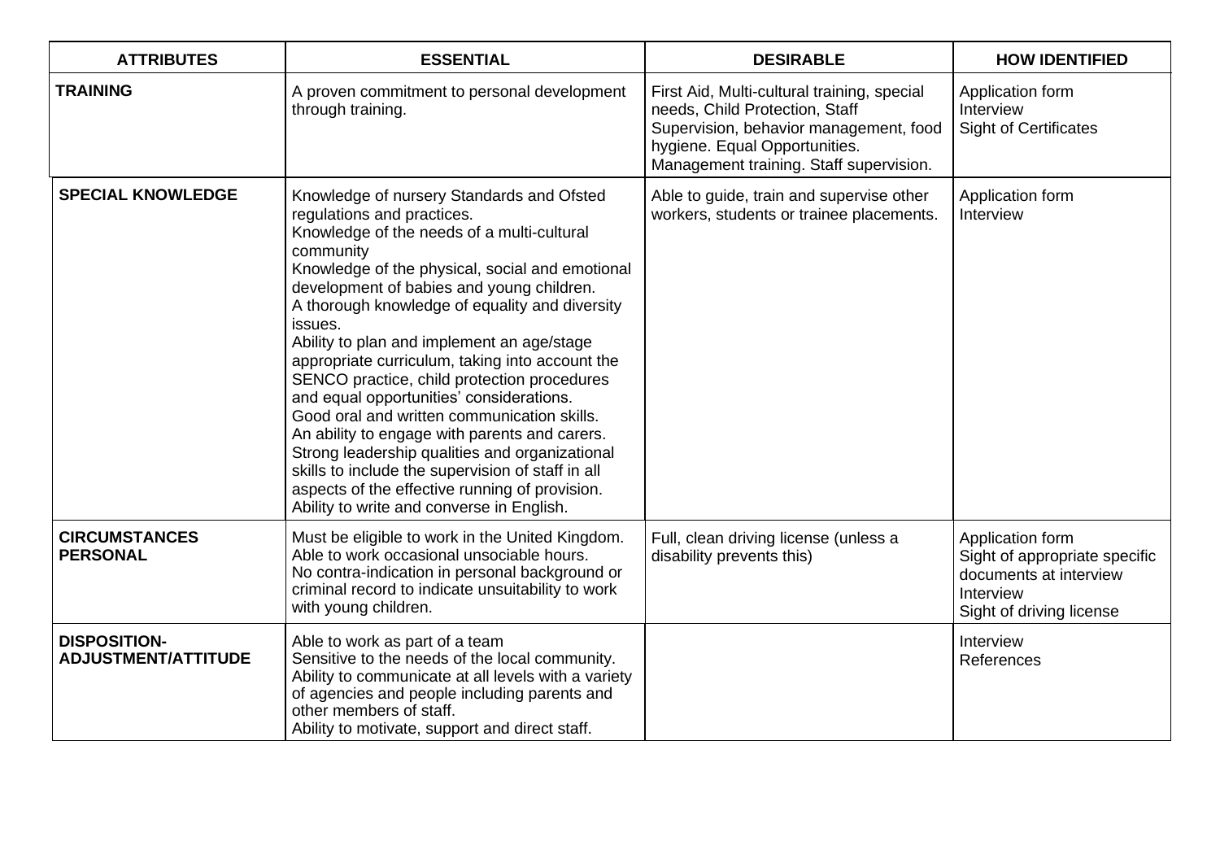| ATTRIBUTES | ESSENTIAL | DESIRABLE | HOW IDENTIFIED |
|---|---|---|---|
| **TRAINING** | A proven commitment to personal development through training. | First Aid, Multi-cultural training, special needs, Child Protection, Staff Supervision, behavior management, food hygiene. Equal Opportunities. Management training. Staff supervision. | Application form<br>Interview<br>Sight of Certificates |
| **SPECIAL KNOWLEDGE** | Knowledge of nursery Standards and Ofsted regulations and practices.<br>Knowledge of the needs of a multi-cultural community<br>Knowledge of the physical, social and emotional development of babies and young children.<br>A thorough knowledge of equality and diversity issues.<br>Ability to plan and implement an age/stage appropriate curriculum, taking into account the SENCO practice, child protection procedures and equal opportunities' considerations.<br>Good oral and written communication skills.<br>An ability to engage with parents and carers.<br>Strong leadership qualities and organizational skills to include the supervision of staff in all aspects of the effective running of provision.<br>Ability to write and converse in English. | Able to guide, train and supervise other workers, students or trainee placements. | Application form<br>Interview |
| **CIRCUMSTANCES PERSONAL** | Must be eligible to work in the United Kingdom.<br>Able to work occasional unsociable hours.<br>No contra-indication in personal background or criminal record to indicate unsuitability to work with young children. | Full, clean driving license (unless a disability prevents this) | Application form<br>Sight of appropriate specific documents at interview<br>Interview<br>Sight of driving license |
| **DISPOSITION-ADJUSTMENT/ATTITUDE** | Able to work as part of a team<br>Sensitive to the needs of the local community.<br>Ability to communicate at all levels with a variety of agencies and people including parents and other members of staff.<br>Ability to motivate, support and direct staff. | | Interview<br>References |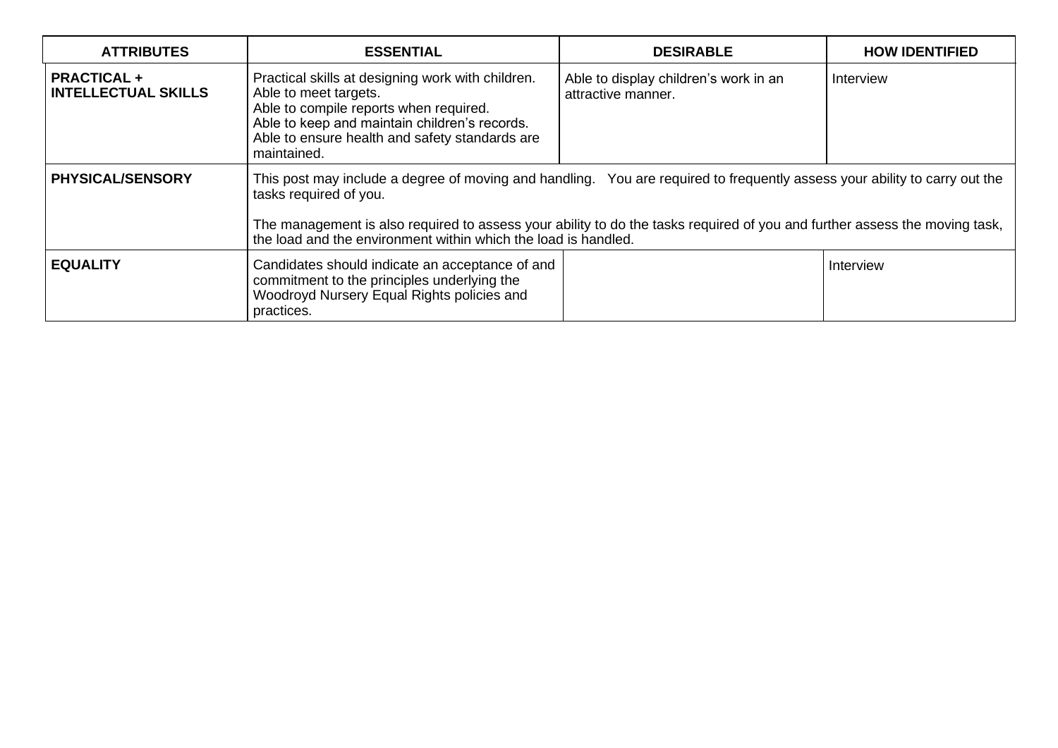| ATTRIBUTES | ESSENTIAL | DESIRABLE | HOW IDENTIFIED |
| --- | --- | --- | --- |
| **PRACTICAL + INTELLECTUAL SKILLS** | Practical skills at designing work with children.<br>Able to meet targets.<br>Able to compile reports when required.<br>Able to keep and maintain children's records.<br>Able to ensure health and safety standards are maintained. | Able to display children's work in an attractive manner. | Interview |
| **PHYSICAL/SENSORY** | This post may include a degree of moving and handling. You are required to frequently assess your ability to carry out the tasks required of you.<br><br>The management is also required to assess your ability to do the tasks required of you and further assess the moving task, the load and the environment within which the load is handled. | | |
| **EQUALITY** | Candidates should indicate an acceptance of and commitment to the principles underlying the Woodroyd Nursery Equal Rights policies and practices. | | Interview |